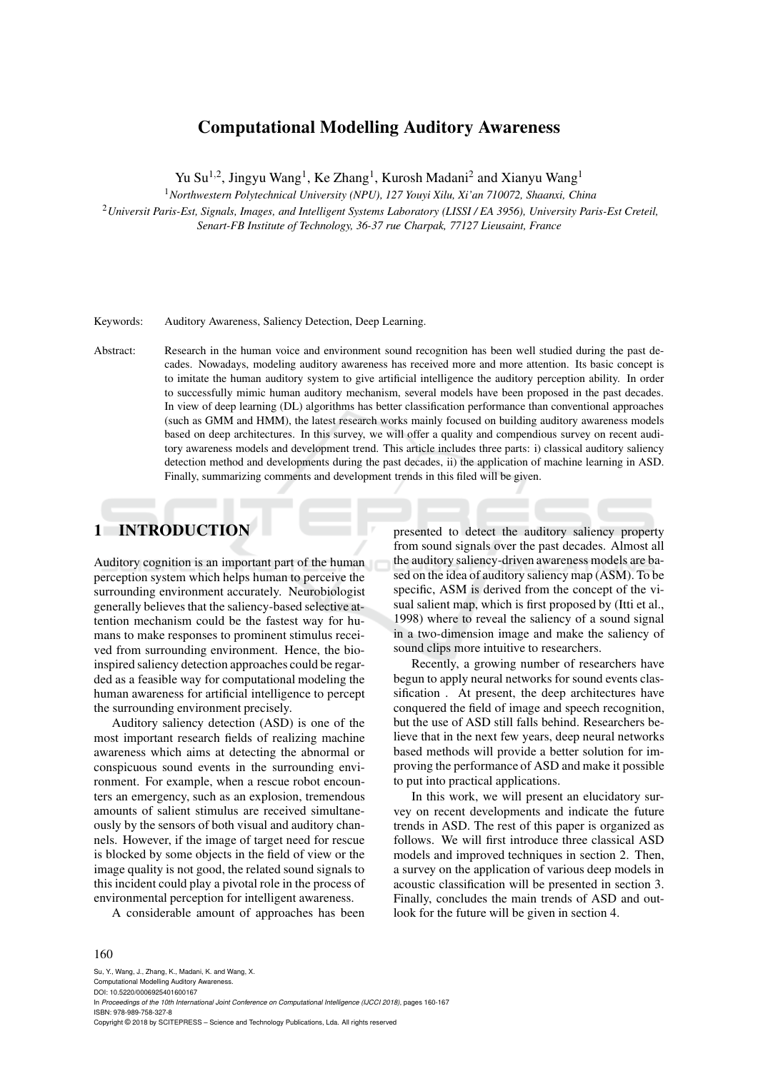# Computational Modelling Auditory Awareness

Yu Su[1,2], Jingyu Wang[1], Ke Zhang[1], Kurosh Madani[2] and Xianyu Wang[1]

[1] *Northwestern Polytechnical University (NPU), 127 Youyi Xilu, Xi'an 710072, Shaanxi, China*

[2] *Universit Paris-Est, Signals, Images, and Intelligent Systems Laboratory (LISSI / EA 3956), University Paris-Est Creteil, Senart-FB Institute of Technology, 36-37 rue Charpak, 77127 Lieusaint, France*

Keywords: Auditory Awareness, Saliency Detection, Deep Learning.

Abstract: Research in the human voice and environment sound recognition has been well studied during the past decades. Nowadays, modeling auditory awareness has received more and more attention. Its basic concept is to imitate the human auditory system to give artificial intelligence the auditory perception ability. In order to successfully mimic human auditory mechanism, several models have been proposed in the past decades. In view of deep learning (DL) algorithms has better classification performance than conventional approaches (such as GMM and HMM), the latest research works mainly focused on building auditory awareness models based on deep architectures. In this survey, we will offer a quality and compendious survey on recent auditory awareness models and development trend. This article includes three parts: i) classical auditory saliency detection method and developments during the past decades, ii) the application of machine learning in ASD. Finally, summarizing comments and development trends in this filed will be given.

## 1 INTRODUCTION

Auditory cognition is an important part of the human perception system which helps human to perceive the surrounding environment accurately. Neurobiologist generally believes that the saliency-based selective attention mechanism could be the fastest way for humans to make responses to prominent stimulus received from surrounding environment. Hence, the bio-inspired saliency detection approaches could be regarded as a feasible way for computational modeling the human awareness for artificial intelligence to percept the surrounding environment precisely.

Auditory saliency detection (ASD) is one of the most important research fields of realizing machine awareness which aims at detecting the abnormal or conspicuous sound events in the surrounding environment. For example, when a rescue robot encounters an emergency, such as an explosion, tremendous amounts of salient stimulus are received simultaneously by the sensors of both visual and auditory channels. However, if the image of target need for rescue is blocked by some objects in the field of view or the image quality is not good, the related sound signals to this incident could play a pivotal role in the process of environmental perception for intelligent awareness.

A considerable amount of approaches has been presented to detect the auditory saliency property from sound signals over the past decades. Almost all the auditory saliency-driven awareness models are based on the idea of auditory saliency map (ASM). To be specific, ASM is derived from the concept of the visual salient map, which is first proposed by (Itti et al., 1998) where to reveal the saliency of a sound signal in a two-dimension image and make the saliency of sound clips more intuitive to researchers.

Recently, a growing number of researchers have begun to apply neural networks for sound events classification . At present, the deep architectures have conquered the field of image and speech recognition, but the use of ASD still falls behind. Researchers believe that in the next few years, deep neural networks based methods will provide a better solution for improving the performance of ASD and make it possible to put into practical applications.

In this work, we will present an elucidatory survey on recent developments and indicate the future trends in ASD. The rest of this paper is organized as follows. We will first introduce three classical ASD models and improved techniques in section 2. Then, a survey on the application of various deep models in acoustic classification will be presented in section 3. Finally, concludes the main trends of ASD and outlook for the future will be given in section 4.

Su, Y., Wang, J., Zhang, K., Madani, K. and Wang, X.
Computational Modelling Auditory Awareness.
DOI: 10.5220/0006925401600167
In *Proceedings of the 10th International Joint Conference on Computational Intelligence (IJCCI 2018)*, pages 160-167
ISBN: 978-989-758-327-8
Copyright © 2018 by SCITEPRESS – Science and Technology Publications, Lda. All rights reserved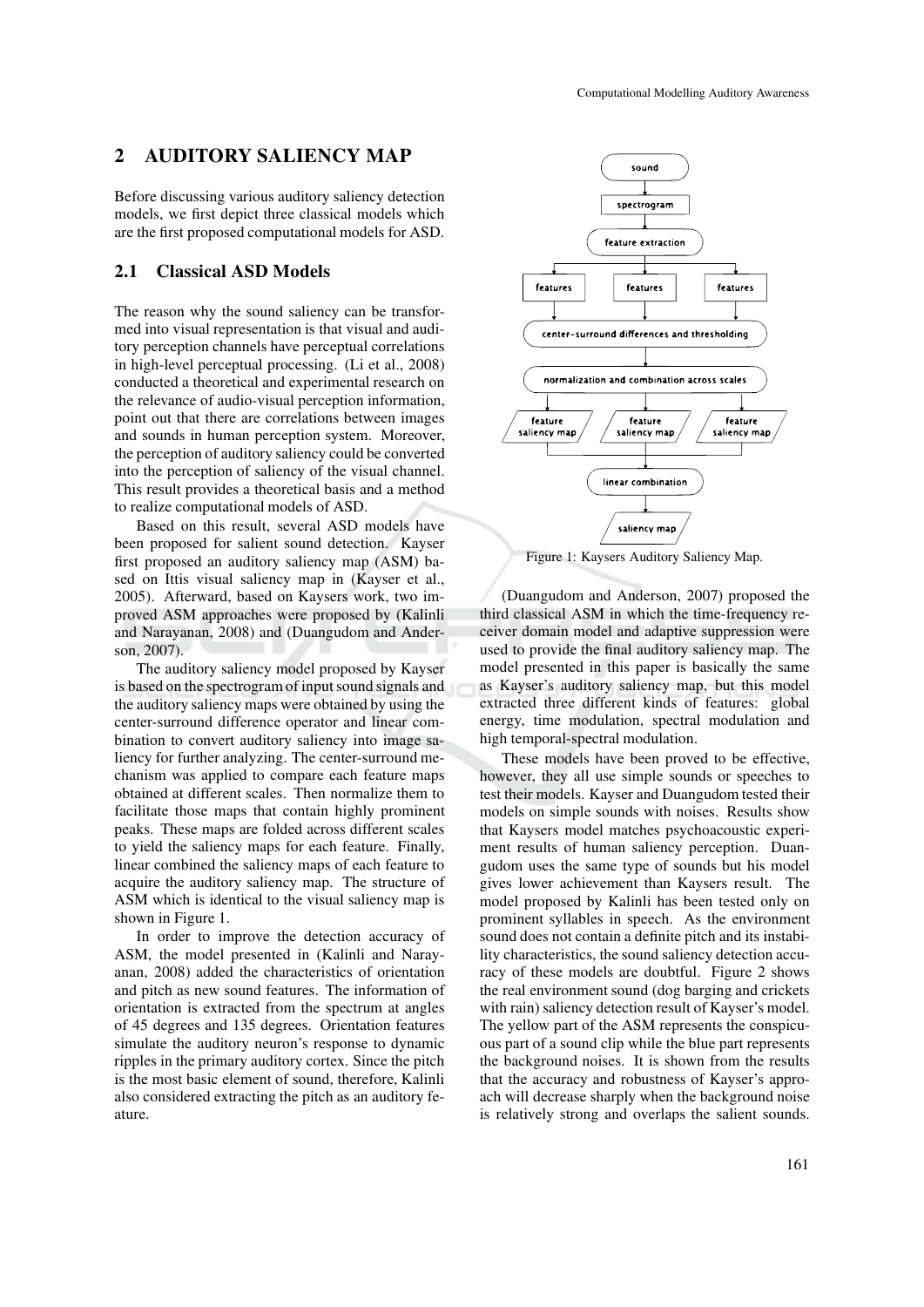## 2 AUDITORY SALIENCY MAP

Before discussing various auditory saliency detection models, we first depict three classical models which are the first proposed computational models for ASD.

### 2.1 Classical ASD Models

The reason why the sound saliency can be transformed into visual representation is that visual and auditory perception channels have perceptual correlations in high-level perceptual processing. (Li et al., 2008) conducted a theoretical and experimental research on the relevance of audio-visual perception information, point out that there are correlations between images and sounds in human perception system. Moreover, the perception of auditory saliency could be converted into the perception of saliency of the visual channel. This result provides a theoretical basis and a method to realize computational models of ASD.

Based on this result, several ASD models have been proposed for salient sound detection. Kayser first proposed an auditory saliency map (ASM) based on Ittis visual saliency map in (Kayser et al., 2005). Afterward, based on Kaysers work, two improved ASM approaches were proposed by (Kalinli and Narayanan, 2008) and (Duangudom and Anderson, 2007).

The auditory saliency model proposed by Kayser is based on the spectrogram of input sound signals and the auditory saliency maps were obtained by using the center-surround difference operator and linear combination to convert auditory saliency into image saliency for further analyzing. The center-surround mechanism was applied to compare each feature maps obtained at different scales. Then normalize them to facilitate those maps that contain highly prominent peaks. These maps are folded across different scales to yield the saliency maps for each feature. Finally, linear combined the saliency maps of each feature to acquire the auditory saliency map. The structure of ASM which is identical to the visual saliency map is shown in Figure 1.

In order to improve the detection accuracy of ASM, the model presented in (Kalinli and Narayanan, 2008) added the characteristics of orientation and pitch as new sound features. The information of orientation is extracted from the spectrum at angles of 45 degrees and 135 degrees. Orientation features simulate the auditory neuron's response to dynamic ripples in the primary auditory cortex. Since the pitch is the most basic element of sound, therefore, Kalinli also considered extracting the pitch as an auditory feature.

sound → spectrogram → feature extraction → features | features | features → center-surround differences and thresholding → normalization and combination across scales → feature saliency map | feature saliency map | feature saliency map → linear combination → saliency map

Figure 1: Kaysers Auditory Saliency Map.

(Duangudom and Anderson, 2007) proposed the third classical ASM in which the time-frequency receiver domain model and adaptive suppression were used to provide the final auditory saliency map. The model presented in this paper is basically the same as Kayser's auditory saliency map, but this model extracted three different kinds of features: global energy, time modulation, spectral modulation and high temporal-spectral modulation.

These models have been proved to be effective, however, they all use simple sounds or speeches to test their models. Kayser and Duangudom tested their models on simple sounds with noises. Results show that Kaysers model matches psychoacoustic experiment results of human saliency perception. Duangudom uses the same type of sounds but his model gives lower achievement than Kaysers result. The model proposed by Kalinli has been tested only on prominent syllables in speech. As the environment sound does not contain a definite pitch and its instability characteristics, the sound saliency detection accuracy of these models are doubtful. Figure 2 shows the real environment sound (dog barging and crickets with rain) saliency detection result of Kayser's model. The yellow part of the ASM represents the conspicuous part of a sound clip while the blue part represents the background noises. It is shown from the results that the accuracy and robustness of Kayser's approach will decrease sharply when the background noise is relatively strong and overlaps the salient sounds.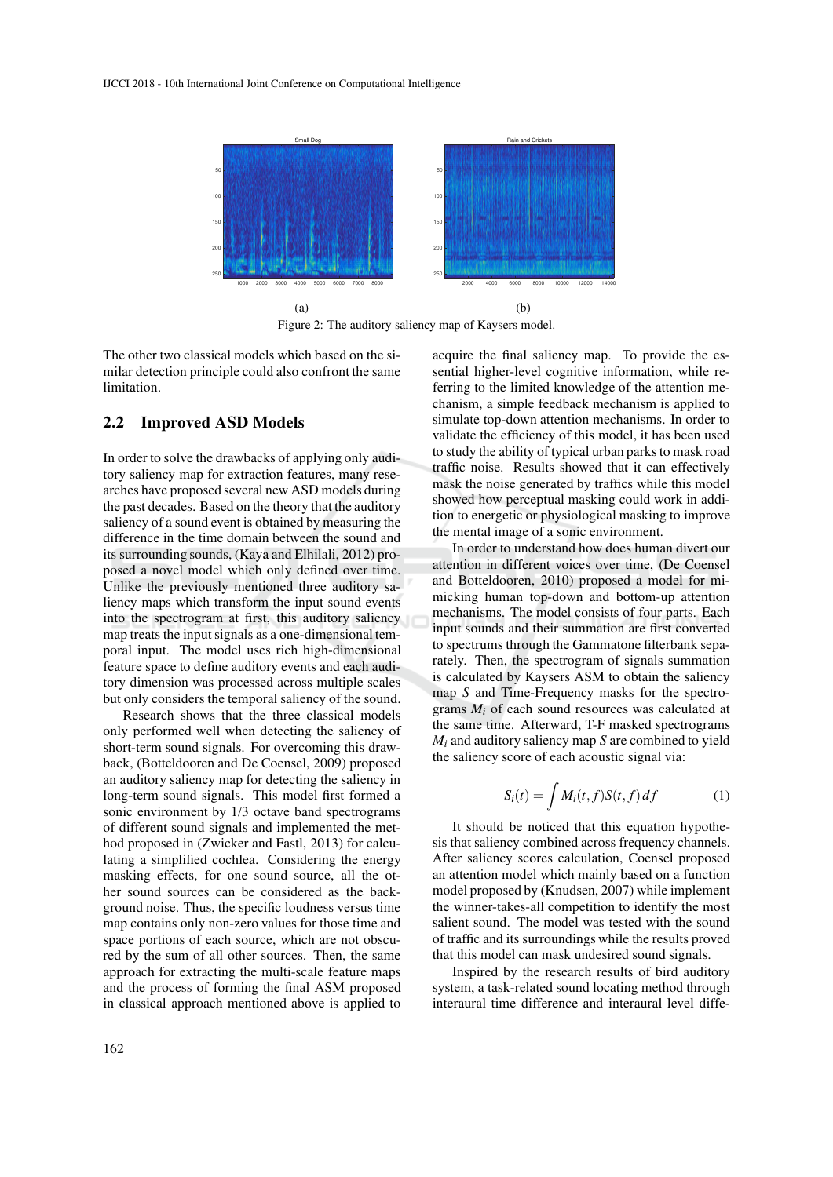(a) (b)

Figure 2: The auditory saliency map of Kaysers model.

The other two classical models which based on the similar detection principle could also confront the same limitation.

## 2.2 Improved ASD Models

In order to solve the drawbacks of applying only auditory saliency map for extraction features, many researches have proposed several new ASD models during the past decades. Based on the theory that the auditory saliency of a sound event is obtained by measuring the difference in the time domain between the sound and its surrounding sounds, (Kaya and Elhilali, 2012) proposed a novel model which only defined over time. Unlike the previously mentioned three auditory saliency maps which transform the input sound events into the spectrogram at first, this auditory saliency map treats the input signals as a one-dimensional temporal input. The model uses rich high-dimensional feature space to define auditory events and each auditory dimension was processed across multiple scales but only considers the temporal saliency of the sound.

Research shows that the three classical models only performed well when detecting the saliency of short-term sound signals. For overcoming this drawback, (Botteldooren and De Coensel, 2009) proposed an auditory saliency map for detecting the saliency in long-term sound signals. This model first formed a sonic environment by 1/3 octave band spectrograms of different sound signals and implemented the method proposed in (Zwicker and Fastl, 2013) for calculating a simplified cochlea. Considering the energy masking effects, for one sound source, all the other sound sources can be considered as the background noise. Thus, the specific loudness versus time map contains only non-zero values for those time and space portions of each source, which are not obscured by the sum of all other sources. Then, the same approach for extracting the multi-scale feature maps and the process of forming the final ASM proposed in classical approach mentioned above is applied to acquire the final saliency map. To provide the essential higher-level cognitive information, while referring to the limited knowledge of the attention mechanism, a simple feedback mechanism is applied to simulate top-down attention mechanisms. In order to validate the efficiency of this model, it has been used to study the ability of typical urban parks to mask road traffic noise. Results showed that it can effectively mask the noise generated by traffics while this model showed how perceptual masking could work in addition to energetic or physiological masking to improve the mental image of a sonic environment.

In order to understand how does human divert our attention in different voices over time, (De Coensel and Botteldooren, 2010) proposed a model for mimicking human top-down and bottom-up attention mechanisms. The model consists of four parts. Each input sounds and their summation are first converted to spectrums through the Gammatone filterbank separately. Then, the spectrogram of signals summation is calculated by Kaysers ASM to obtain the saliency map $S$ and Time-Frequency masks for the spectrograms $M_i$ of each sound resources was calculated at the same time. Afterward, T-F masked spectrograms $M_i$ and auditory saliency map $S$ are combined to yield the saliency score of each acoustic signal via:

$$S_i(t) = \int M_i(t, f) S(t, f) \, df \tag{1}$$

It should be noticed that this equation hypothesis that saliency combined across frequency channels. After saliency scores calculation, Coensel proposed an attention model which mainly based on a function model proposed by (Knudsen, 2007) while implement the winner-takes-all competition to identify the most salient sound. The model was tested with the sound of traffic and its surroundings while the results proved that this model can mask undesired sound signals.

Inspired by the research results of bird auditory system, a task-related sound locating method through interaural time difference and interaural level diffe-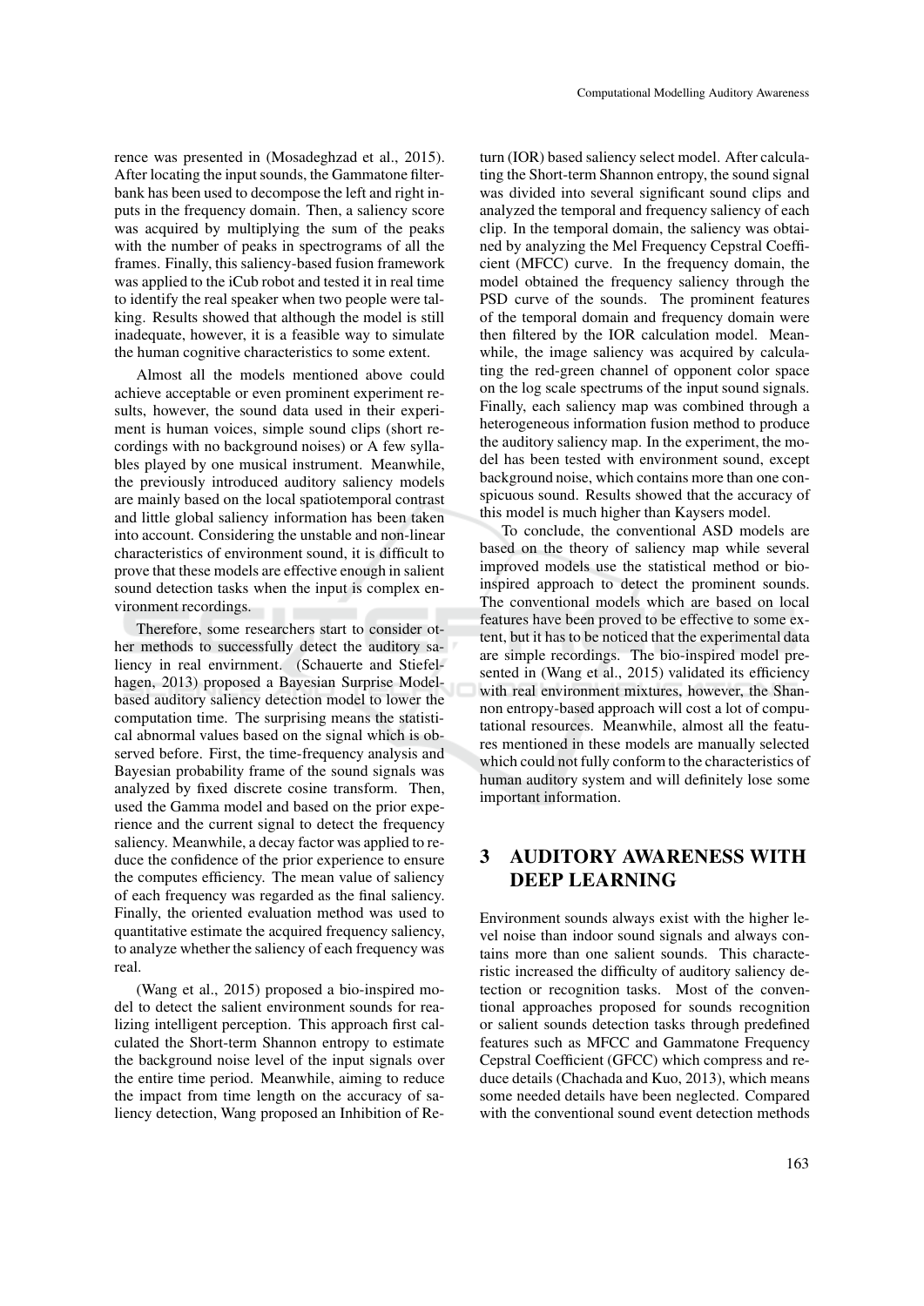rence was presented in (Mosadeghzad et al., 2015). After locating the input sounds, the Gammatone filterbank has been used to decompose the left and right inputs in the frequency domain. Then, a saliency score was acquired by multiplying the sum of the peaks with the number of peaks in spectrograms of all the frames. Finally, this saliency-based fusion framework was applied to the iCub robot and tested it in real time to identify the real speaker when two people were talking. Results showed that although the model is still inadequate, however, it is a feasible way to simulate the human cognitive characteristics to some extent.

Almost all the models mentioned above could achieve acceptable or even prominent experiment results, however, the sound data used in their experiment is human voices, simple sound clips (short recordings with no background noises) or A few syllables played by one musical instrument. Meanwhile, the previously introduced auditory saliency models are mainly based on the local spatiotemporal contrast and little global saliency information has been taken into account. Considering the unstable and non-linear characteristics of environment sound, it is difficult to prove that these models are effective enough in salient sound detection tasks when the input is complex environment recordings.

Therefore, some researchers start to consider other methods to successfully detect the auditory saliency in real envirnment. (Schauerte and Stiefelhagen, 2013) proposed a Bayesian Surprise Model-based auditory saliency detection model to lower the computation time. The surprising means the statistical abnormal values based on the signal which is observed before. First, the time-frequency analysis and Bayesian probability frame of the sound signals was analyzed by fixed discrete cosine transform. Then, used the Gamma model and based on the prior experience and the current signal to detect the frequency saliency. Meanwhile, a decay factor was applied to reduce the confidence of the prior experience to ensure the computes efficiency. The mean value of saliency of each frequency was regarded as the final saliency. Finally, the oriented evaluation method was used to quantitative estimate the acquired frequency saliency, to analyze whether the saliency of each frequency was real.

(Wang et al., 2015) proposed a bio-inspired model to detect the salient environment sounds for realizing intelligent perception. This approach first calculated the Short-term Shannon entropy to estimate the background noise level of the input signals over the entire time period. Meanwhile, aiming to reduce the impact from time length on the accuracy of saliency detection, Wang proposed an Inhibition of Return (IOR) based saliency select model. After calculating the Short-term Shannon entropy, the sound signal was divided into several significant sound clips and analyzed the temporal and frequency saliency of each clip. In the temporal domain, the saliency was obtained by analyzing the Mel Frequency Cepstral Coefficient (MFCC) curve. In the frequency domain, the model obtained the frequency saliency through the PSD curve of the sounds. The prominent features of the temporal domain and frequency domain were then filtered by the IOR calculation model. Meanwhile, the image saliency was acquired by calculating the red-green channel of opponent color space on the log scale spectrums of the input sound signals. Finally, each saliency map was combined through a heterogeneous information fusion method to produce the auditory saliency map. In the experiment, the model has been tested with environment sound, except background noise, which contains more than one conspicuous sound. Results showed that the accuracy of this model is much higher than Kaysers model.

To conclude, the conventional ASD models are based on the theory of saliency map while several improved models use the statistical method or bio-inspired approach to detect the prominent sounds. The conventional models which are based on local features have been proved to be effective to some extent, but it has to be noticed that the experimental data are simple recordings. The bio-inspired model presented in (Wang et al., 2015) validated its efficiency with real environment mixtures, however, the Shannon entropy-based approach will cost a lot of computational resources. Meanwhile, almost all the features mentioned in these models are manually selected which could not fully conform to the characteristics of human auditory system and will definitely lose some important information.

## 3 AUDITORY AWARENESS WITH DEEP LEARNING

Environment sounds always exist with the higher level noise than indoor sound signals and always contains more than one salient sounds. This characteristic increased the difficulty of auditory saliency detection or recognition tasks. Most of the conventional approaches proposed for sounds recognition or salient sounds detection tasks through predefined features such as MFCC and Gammatone Frequency Cepstral Coefficient (GFCC) which compress and reduce details (Chachada and Kuo, 2013), which means some needed details have been neglected. Compared with the conventional sound event detection methods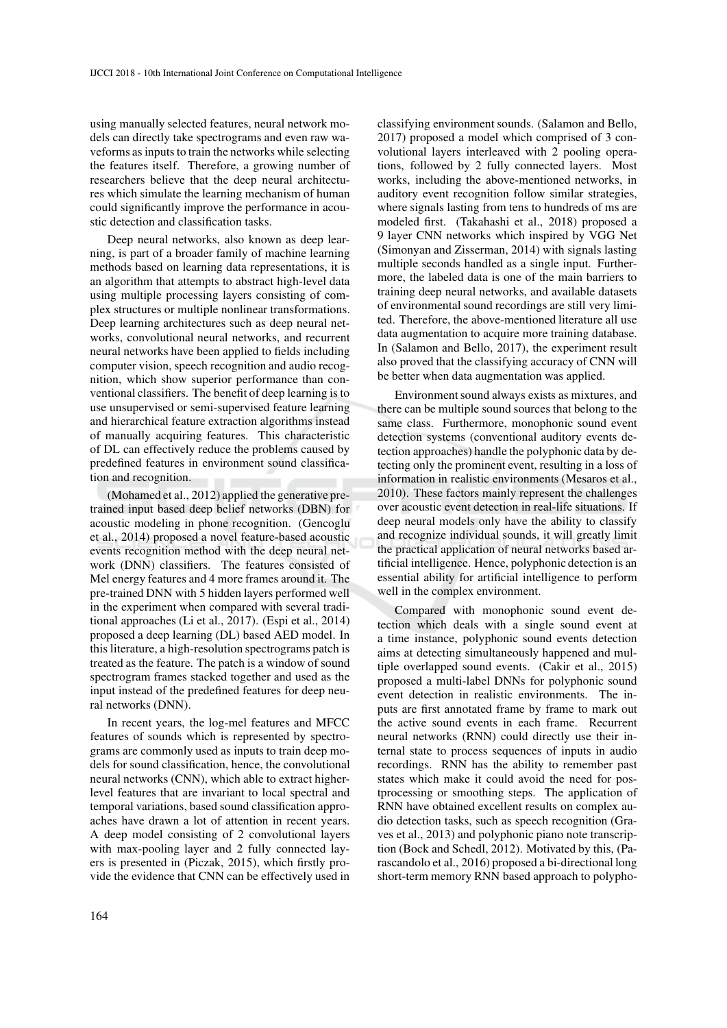using manually selected features, neural network models can directly take spectrograms and even raw waveforms as inputs to train the networks while selecting the features itself. Therefore, a growing number of researchers believe that the deep neural architectures which simulate the learning mechanism of human could significantly improve the performance in acoustic detection and classification tasks.

Deep neural networks, also known as deep learning, is part of a broader family of machine learning methods based on learning data representations, it is an algorithm that attempts to abstract high-level data using multiple processing layers consisting of complex structures or multiple nonlinear transformations. Deep learning architectures such as deep neural networks, convolutional neural networks, and recurrent neural networks have been applied to fields including computer vision, speech recognition and audio recognition, which show superior performance than conventional classifiers. The benefit of deep learning is to use unsupervised or semi-supervised feature learning and hierarchical feature extraction algorithms instead of manually acquiring features. This characteristic of DL can effectively reduce the problems caused by predefined features in environment sound classification and recognition.

(Mohamed et al., 2012) applied the generative pretrained input based deep belief networks (DBN) for acoustic modeling in phone recognition. (Gencoglu et al., 2014) proposed a novel feature-based acoustic events recognition method with the deep neural network (DNN) classifiers. The features consisted of Mel energy features and 4 more frames around it. The pre-trained DNN with 5 hidden layers performed well in the experiment when compared with several traditional approaches (Li et al., 2017). (Espi et al., 2014) proposed a deep learning (DL) based AED model. In this literature, a high-resolution spectrograms patch is treated as the feature. The patch is a window of sound spectrogram frames stacked together and used as the input instead of the predefined features for deep neural networks (DNN).

In recent years, the log-mel features and MFCC features of sounds which is represented by spectrograms are commonly used as inputs to train deep models for sound classification, hence, the convolutional neural networks (CNN), which able to extract higher-level features that are invariant to local spectral and temporal variations, based sound classification approaches have drawn a lot of attention in recent years. A deep model consisting of 2 convolutional layers with max-pooling layer and 2 fully connected layers is presented in (Piczak, 2015), which firstly provide the evidence that CNN can be effectively used in classifying environment sounds. (Salamon and Bello, 2017) proposed a model which comprised of 3 convolutional layers interleaved with 2 pooling operations, followed by 2 fully connected layers. Most works, including the above-mentioned networks, in auditory event recognition follow similar strategies, where signals lasting from tens to hundreds of ms are modeled first. (Takahashi et al., 2018) proposed a 9 layer CNN networks which inspired by VGG Net (Simonyan and Zisserman, 2014) with signals lasting multiple seconds handled as a single input. Furthermore, the labeled data is one of the main barriers to training deep neural networks, and available datasets of environmental sound recordings are still very limited. Therefore, the above-mentioned literature all use data augmentation to acquire more training database. In (Salamon and Bello, 2017), the experiment result also proved that the classifying accuracy of CNN will be better when data augmentation was applied.

Environment sound always exists as mixtures, and there can be multiple sound sources that belong to the same class. Furthermore, monophonic sound event detection systems (conventional auditory events detection approaches) handle the polyphonic data by detecting only the prominent event, resulting in a loss of information in realistic environments (Mesaros et al., 2010). These factors mainly represent the challenges over acoustic event detection in real-life situations. If deep neural models only have the ability to classify and recognize individual sounds, it will greatly limit the practical application of neural networks based artificial intelligence. Hence, polyphonic detection is an essential ability for artificial intelligence to perform well in the complex environment.

Compared with monophonic sound event detection which deals with a single sound event at a time instance, polyphonic sound events detection aims at detecting simultaneously happened and multiple overlapped sound events. (Cakir et al., 2015) proposed a multi-label DNNs for polyphonic sound event detection in realistic environments. The inputs are first annotated frame by frame to mark out the active sound events in each frame. Recurrent neural networks (RNN) could directly use their internal state to process sequences of inputs in audio recordings. RNN has the ability to remember past states which make it could avoid the need for postprocessing or smoothing steps. The application of RNN have obtained excellent results on complex audio detection tasks, such as speech recognition (Graves et al., 2013) and polyphonic piano note transcription (Bock and Schedl, 2012). Motivated by this, (Parascandolo et al., 2016) proposed a bi-directional long short-term memory RNN based approach to polypho-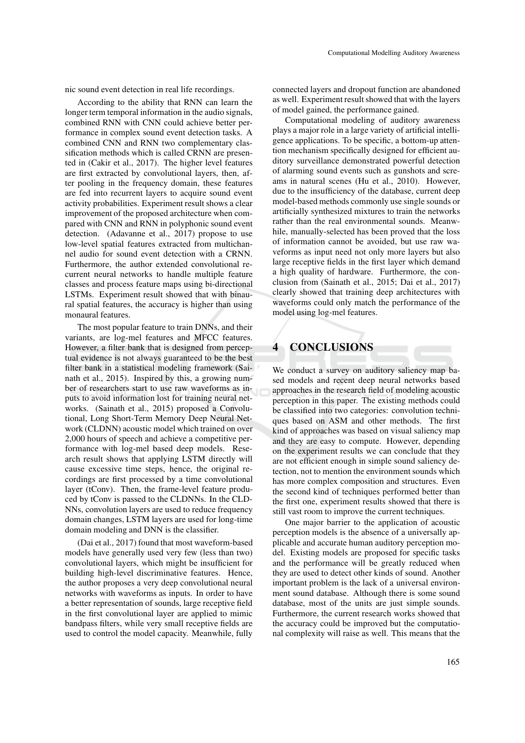nic sound event detection in real life recordings.

According to the ability that RNN can learn the longer term temporal information in the audio signals, combined RNN with CNN could achieve better performance in complex sound event detection tasks. A combined CNN and RNN two complementary classification methods which is called CRNN are presented in (Cakir et al., 2017). The higher level features are first extracted by convolutional layers, then, after pooling in the frequency domain, these features are fed into recurrent layers to acquire sound event activity probabilities. Experiment result shows a clear improvement of the proposed architecture when compared with CNN and RNN in polyphonic sound event detection. (Adavanne et al., 2017) propose to use low-level spatial features extracted from multichannel audio for sound event detection with a CRNN. Furthermore, the author extended convolutional recurrent neural networks to handle multiple feature classes and process feature maps using bi-directional LSTMs. Experiment result showed that with binaural spatial features, the accuracy is higher than using monaural features.

The most popular feature to train DNNs, and their variants, are log-mel features and MFCC features. However, a filter bank that is designed from perceptual evidence is not always guaranteed to be the best filter bank in a statistical modeling framework (Sainath et al., 2015). Inspired by this, a growing number of researchers start to use raw waveforms as inputs to avoid information lost for training neural networks. (Sainath et al., 2015) proposed a Convolutional, Long Short-Term Memory Deep Neural Network (CLDNN) acoustic model which trained on over 2,000 hours of speech and achieve a competitive performance with log-mel based deep models. Research result shows that applying LSTM directly will cause excessive time steps, hence, the original recordings are first processed by a time convolutional layer (tConv). Then, the frame-level feature produced by tConv is passed to the CLDNNs. In the CLDNNs, convolution layers are used to reduce frequency domain changes, LSTM layers are used for long-time domain modeling and DNN is the classifier.

(Dai et al., 2017) found that most waveform-based models have generally used very few (less than two) convolutional layers, which might be insufficient for building high-level discriminative features. Hence, the author proposes a very deep convolutional neural networks with waveforms as inputs. In order to have a better representation of sounds, large receptive field in the first convolutional layer are applied to mimic bandpass filters, while very small receptive fields are used to control the model capacity. Meanwhile, fully connected layers and dropout function are abandoned as well. Experiment result showed that with the layers of model gained, the performance gained.

Computational modeling of auditory awareness plays a major role in a large variety of artificial intelligence applications. To be specific, a bottom-up attention mechanism specifically designed for efficient auditory surveillance demonstrated powerful detection of alarming sound events such as gunshots and screams in natural scenes (Hu et al., 2010). However, due to the insufficiency of the database, current deep model-based methods commonly use single sounds or artificially synthesized mixtures to train the networks rather than the real environmental sounds. Meanwhile, manually-selected has been proved that the loss of information cannot be avoided, but use raw waveforms as input need not only more layers but also large receptive fields in the first layer which demand a high quality of hardware. Furthermore, the conclusion from (Sainath et al., 2015; Dai et al., 2017) clearly showed that training deep architectures with waveforms could only match the performance of the model using log-mel features.

## 4 CONCLUSIONS

We conduct a survey on auditory saliency map based models and recent deep neural networks based approaches in the research field of modeling acoustic perception in this paper. The existing methods could be classified into two categories: convolution techniques based on ASM and other methods. The first kind of approaches was based on visual saliency map and they are easy to compute. However, depending on the experiment results we can conclude that they are not efficient enough in simple sound saliency detection, not to mention the environment sounds which has more complex composition and structures. Even the second kind of techniques performed better than the first one, experiment results showed that there is still vast room to improve the current techniques.

One major barrier to the application of acoustic perception models is the absence of a universally applicable and accurate human auditory perception model. Existing models are proposed for specific tasks and the performance will be greatly reduced when they are used to detect other kinds of sound. Another important problem is the lack of a universal environment sound database. Although there is some sound database, most of the units are just simple sounds. Furthermore, the current research works showed that the accuracy could be improved but the computational complexity will raise as well. This means that the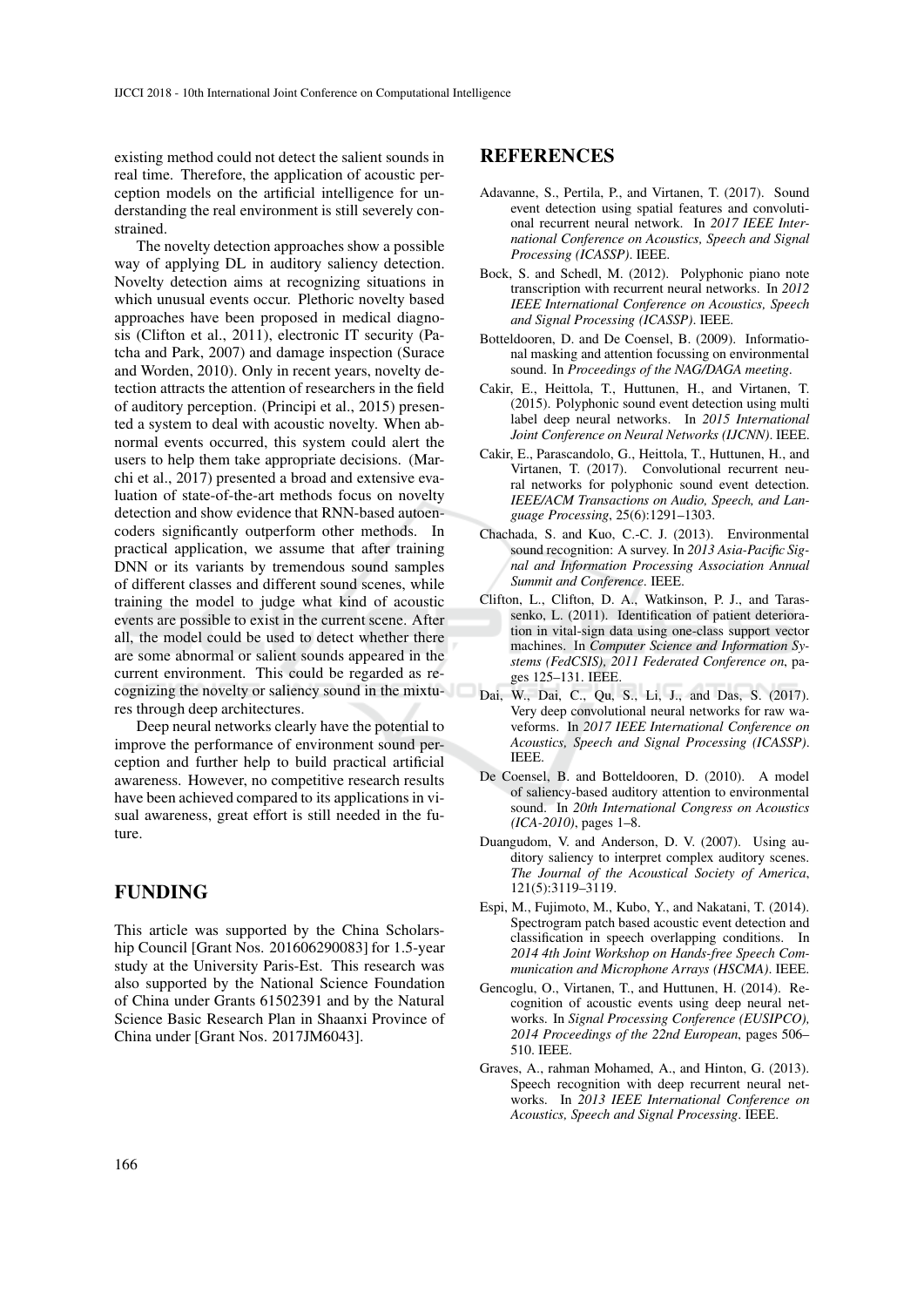existing method could not detect the salient sounds in real time. Therefore, the application of acoustic perception models on the artificial intelligence for understanding the real environment is still severely constrained.

The novelty detection approaches show a possible way of applying DL in auditory saliency detection. Novelty detection aims at recognizing situations in which unusual events occur. Plethoric novelty based approaches have been proposed in medical diagnosis (Clifton et al., 2011), electronic IT security (Patcha and Park, 2007) and damage inspection (Surace and Worden, 2010). Only in recent years, novelty detection attracts the attention of researchers in the field of auditory perception. (Principi et al., 2015) presented a system to deal with acoustic novelty. When abnormal events occurred, this system could alert the users to help them take appropriate decisions. (Marchi et al., 2017) presented a broad and extensive evaluation of state-of-the-art methods focus on novelty detection and show evidence that RNN-based autoencoders significantly outperform other methods. In practical application, we assume that after training DNN or its variants by tremendous sound samples of different classes and different sound scenes, while training the model to judge what kind of acoustic events are possible to exist in the current scene. After all, the model could be used to detect whether there are some abnormal or salient sounds appeared in the current environment. This could be regarded as recognizing the novelty or saliency sound in the mixtures through deep architectures.

Deep neural networks clearly have the potential to improve the performance of environment sound perception and further help to build practical artificial awareness. However, no competitive research results have been achieved compared to its applications in visual awareness, great effort is still needed in the future.

## FUNDING

This article was supported by the China Scholarship Council [Grant Nos. 201606290083] for 1.5-year study at the University Paris-Est. This research was also supported by the National Science Foundation of China under Grants 61502391 and by the Natural Science Basic Research Plan in Shaanxi Province of China under [Grant Nos. 2017JM6043].

## REFERENCES

Adavanne, S., Pertila, P., and Virtanen, T. (2017). Sound event detection using spatial features and convolutional recurrent neural network. In *2017 IEEE International Conference on Acoustics, Speech and Signal Processing (ICASSP)*. IEEE.

Bock, S. and Schedl, M. (2012). Polyphonic piano note transcription with recurrent neural networks. In *2012 IEEE International Conference on Acoustics, Speech and Signal Processing (ICASSP)*. IEEE.

Botteldooren, D. and De Coensel, B. (2009). Informational masking and attention focussing on environmental sound. In *Proceedings of the NAG/DAGA meeting*.

Cakir, E., Heittola, T., Huttunen, H., and Virtanen, T. (2015). Polyphonic sound event detection using multi label deep neural networks. In *2015 International Joint Conference on Neural Networks (IJCNN)*. IEEE.

Cakir, E., Parascandolo, G., Heittola, T., Huttunen, H., and Virtanen, T. (2017). Convolutional recurrent neural networks for polyphonic sound event detection. *IEEE/ACM Transactions on Audio, Speech, and Language Processing*, 25(6):1291–1303.

Chachada, S. and Kuo, C.-C. J. (2013). Environmental sound recognition: A survey. In *2013 Asia-Pacific Signal and Information Processing Association Annual Summit and Conference*. IEEE.

Clifton, L., Clifton, D. A., Watkinson, P. J., and Tarassenko, L. (2011). Identification of patient deterioration in vital-sign data using one-class support vector machines. In *Computer Science and Information Systems (FedCSIS), 2011 Federated Conference on*, pages 125–131. IEEE.

Dai, W., Dai, C., Qu, S., Li, J., and Das, S. (2017). Very deep convolutional neural networks for raw waveforms. In *2017 IEEE International Conference on Acoustics, Speech and Signal Processing (ICASSP)*. IEEE.

De Coensel, B. and Botteldooren, D. (2010). A model of saliency-based auditory attention to environmental sound. In *20th International Congress on Acoustics (ICA-2010)*, pages 1–8.

Duangudom, V. and Anderson, D. V. (2007). Using auditory saliency to interpret complex auditory scenes. *The Journal of the Acoustical Society of America*, 121(5):3119–3119.

Espi, M., Fujimoto, M., Kubo, Y., and Nakatani, T. (2014). Spectrogram patch based acoustic event detection and classification in speech overlapping conditions. In *2014 4th Joint Workshop on Hands-free Speech Communication and Microphone Arrays (HSCMA)*. IEEE.

Gencoglu, O., Virtanen, T., and Huttunen, H. (2014). Recognition of acoustic events using deep neural networks. In *Signal Processing Conference (EUSIPCO), 2014 Proceedings of the 22nd European*, pages 506–510. IEEE.

Graves, A., rahman Mohamed, A., and Hinton, G. (2013). Speech recognition with deep recurrent neural networks. In *2013 IEEE International Conference on Acoustics, Speech and Signal Processing*. IEEE.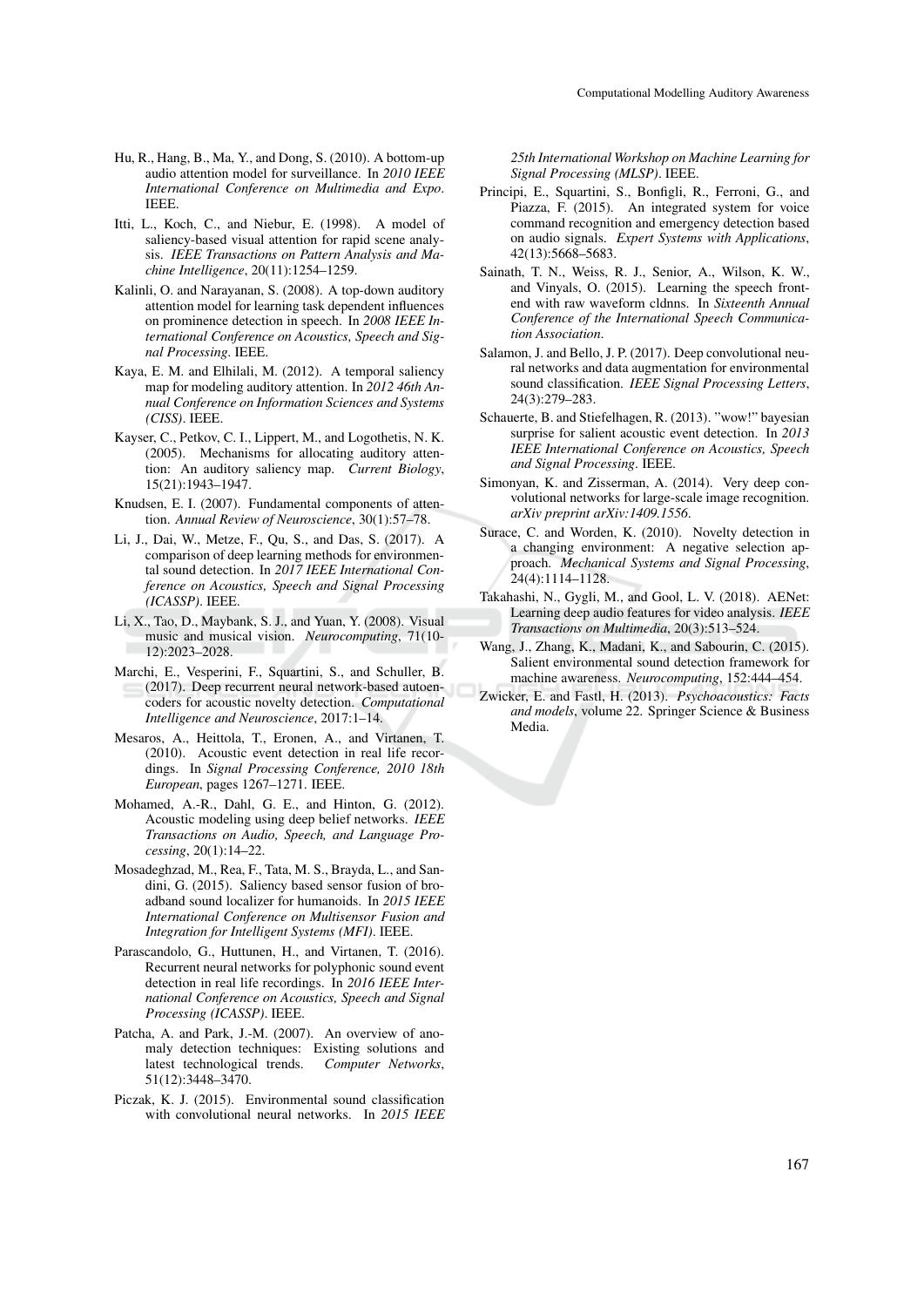Hu, R., Hang, B., Ma, Y., and Dong, S. (2010). A bottom-up audio attention model for surveillance. In *2010 IEEE International Conference on Multimedia and Expo*. IEEE.

Itti, L., Koch, C., and Niebur, E. (1998). A model of saliency-based visual attention for rapid scene analysis. *IEEE Transactions on Pattern Analysis and Machine Intelligence*, 20(11):1254–1259.

Kalinli, O. and Narayanan, S. (2008). A top-down auditory attention model for learning task dependent influences on prominence detection in speech. In *2008 IEEE International Conference on Acoustics, Speech and Signal Processing*. IEEE.

Kaya, E. M. and Elhilali, M. (2012). A temporal saliency map for modeling auditory attention. In *2012 46th Annual Conference on Information Sciences and Systems (CISS)*. IEEE.

Kayser, C., Petkov, C. I., Lippert, M., and Logothetis, N. K. (2005). Mechanisms for allocating auditory attention: An auditory saliency map. *Current Biology*, 15(21):1943–1947.

Knudsen, E. I. (2007). Fundamental components of attention. *Annual Review of Neuroscience*, 30(1):57–78.

Li, J., Dai, W., Metze, F., Qu, S., and Das, S. (2017). A comparison of deep learning methods for environmental sound detection. In *2017 IEEE International Conference on Acoustics, Speech and Signal Processing (ICASSP)*. IEEE.

Li, X., Tao, D., Maybank, S. J., and Yuan, Y. (2008). Visual music and musical vision. *Neurocomputing*, 71(10-12):2023–2028.

Marchi, E., Vesperini, F., Squartini, S., and Schuller, B. (2017). Deep recurrent neural network-based autoencoders for acoustic novelty detection. *Computational Intelligence and Neuroscience*, 2017:1–14.

Mesaros, A., Heittola, T., Eronen, A., and Virtanen, T. (2010). Acoustic event detection in real life recordings. In *Signal Processing Conference, 2010 18th European*, pages 1267–1271. IEEE.

Mohamed, A.-R., Dahl, G. E., and Hinton, G. (2012). Acoustic modeling using deep belief networks. *IEEE Transactions on Audio, Speech, and Language Processing*, 20(1):14–22.

Mosadeghzad, M., Rea, F., Tata, M. S., Brayda, L., and Sandini, G. (2015). Saliency based sensor fusion of broadband sound localizer for humanoids. In *2015 IEEE International Conference on Multisensor Fusion and Integration for Intelligent Systems (MFI)*. IEEE.

Parascandolo, G., Huttunen, H., and Virtanen, T. (2016). Recurrent neural networks for polyphonic sound event detection in real life recordings. In *2016 IEEE International Conference on Acoustics, Speech and Signal Processing (ICASSP)*. IEEE.

Patcha, A. and Park, J.-M. (2007). An overview of anomaly detection techniques: Existing solutions and latest technological trends. *Computer Networks*, 51(12):3448–3470.

Piczak, K. J. (2015). Environmental sound classification with convolutional neural networks. In *2015 IEEE 25th International Workshop on Machine Learning for Signal Processing (MLSP)*. IEEE.

Principi, E., Squartini, S., Bonfigli, R., Ferroni, G., and Piazza, F. (2015). An integrated system for voice command recognition and emergency detection based on audio signals. *Expert Systems with Applications*, 42(13):5668–5683.

Sainath, T. N., Weiss, R. J., Senior, A., Wilson, K. W., and Vinyals, O. (2015). Learning the speech front-end with raw waveform cldnns. In *Sixteenth Annual Conference of the International Speech Communication Association*.

Salamon, J. and Bello, J. P. (2017). Deep convolutional neural networks and data augmentation for environmental sound classification. *IEEE Signal Processing Letters*, 24(3):279–283.

Schauerte, B. and Stiefelhagen, R. (2013). "wow!" bayesian surprise for salient acoustic event detection. In *2013 IEEE International Conference on Acoustics, Speech and Signal Processing*. IEEE.

Simonyan, K. and Zisserman, A. (2014). Very deep convolutional networks for large-scale image recognition. *arXiv preprint arXiv:1409.1556*.

Surace, C. and Worden, K. (2010). Novelty detection in a changing environment: A negative selection approach. *Mechanical Systems and Signal Processing*, 24(4):1114–1128.

Takahashi, N., Gygli, M., and Gool, L. V. (2018). AENet: Learning deep audio features for video analysis. *IEEE Transactions on Multimedia*, 20(3):513–524.

Wang, J., Zhang, K., Madani, K., and Sabourin, C. (2015). Salient environmental sound detection framework for machine awareness. *Neurocomputing*, 152:444–454.

Zwicker, E. and Fastl, H. (2013). *Psychoacoustics: Facts and models*, volume 22. Springer Science & Business Media.